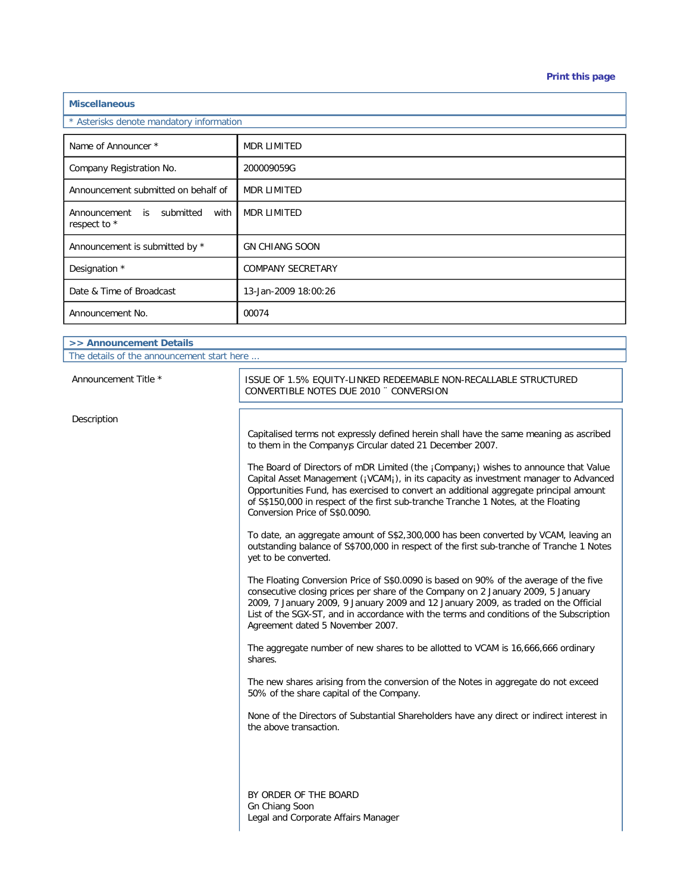Print this page

## Miscellaneous

\* Asterisks denote mandatory information

| | |
|---|---|
| Name of Announcer * | MDR LIMITED |
| Company Registration No. | 200009059G |
| Announcement submitted on behalf of | MDR LIMITED |
| Announcement is submitted with respect to * | MDR LIMITED |
| Announcement is submitted by * | GN CHIANG SOON |
| Designation * | COMPANY SECRETARY |
| Date & Time of Broadcast | 13-Jan-2009 18:00:26 |
| Announcement No. | 00074 |

## >> Announcement Details

The details of the announcement start here ...

**Announcement Title ***

ISSUE OF 1.5% EQUITY-LINKED REDEEMABLE NON-RECALLABLE STRUCTURED CONVERTIBLE NOTES DUE 2010 ¨ CONVERSION

**Description**

Capitalised terms not expressly defined herein shall have the same meaning as ascribed to them in the Company¡s Circular dated 21 December 2007.

The Board of Directors of mDR Limited (the ¡Company¡) wishes to announce that Value Capital Asset Management (¡VCAM¡), in its capacity as investment manager to Advanced Opportunities Fund, has exercised to convert an additional aggregate principal amount of S$150,000 in respect of the first sub-tranche Tranche 1 Notes, at the Floating Conversion Price of S$0.0090.

To date, an aggregate amount of S$2,300,000 has been converted by VCAM, leaving an outstanding balance of S$700,000 in respect of the first sub-tranche of Tranche 1 Notes yet to be converted.

The Floating Conversion Price of S$0.0090 is based on 90% of the average of the five consecutive closing prices per share of the Company on 2 January 2009, 5 January 2009, 7 January 2009, 9 January 2009 and 12 January 2009, as traded on the Official List of the SGX-ST, and in accordance with the terms and conditions of the Subscription Agreement dated 5 November 2007.

The aggregate number of new shares to be allotted to VCAM is 16,666,666 ordinary shares.

The new shares arising from the conversion of the Notes in aggregate do not exceed 50% of the share capital of the Company.

None of the Directors of Substantial Shareholders have any direct or indirect interest in the above transaction.

BY ORDER OF THE BOARD
Gn Chiang Soon
Legal and Corporate Affairs Manager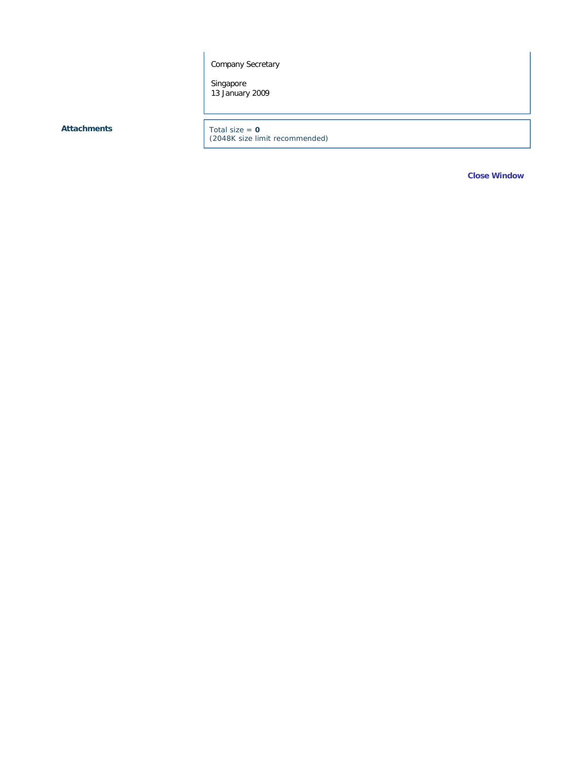Company Secretary

Singapore
13 January 2009

**Attachments**

Total size = **0**
(2048K size limit recommended)

**Close Window**